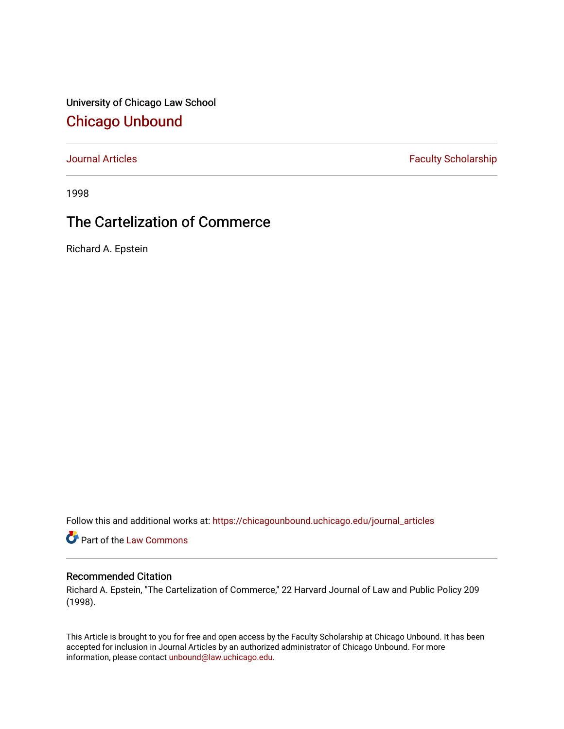University of Chicago Law School

# Chicago Unbound

Journal Articles | Faculty Scholarship

1998

## The Cartelization of Commerce

Richard A. Epstein

Follow this and additional works at: https://chicagounbound.uchicago.edu/journal_articles

Part of the Law Commons

### Recommended Citation

Richard A. Epstein, "The Cartelization of Commerce," 22 Harvard Journal of Law and Public Policy 209 (1998).

This Article is brought to you for free and open access by the Faculty Scholarship at Chicago Unbound. It has been accepted for inclusion in Journal Articles by an authorized administrator of Chicago Unbound. For more information, please contact unbound@law.uchicago.edu.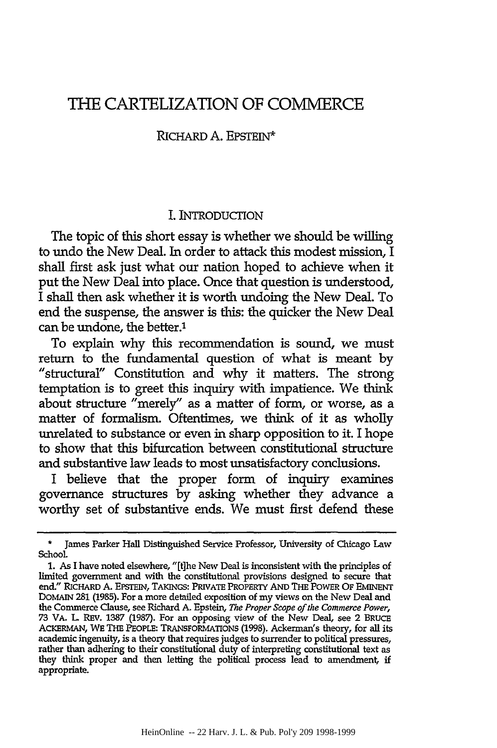# THE CARTELIZATION OF COMMERCE

RICHARD A. EPSTEIN*

## I. INTRODUCTION

The topic of this short essay is whether we should be willing to undo the New Deal. In order to attack this modest mission, I shall first ask just what our nation hoped to achieve when it put the New Deal into place. Once that question is understood, I shall then ask whether it is worth undoing the New Deal. To end the suspense, the answer is this: the quicker the New Deal can be undone, the better.[1]

To explain why this recommendation is sound, we must return to the fundamental question of what is meant by "structural" Constitution and why it matters. The strong temptation is to greet this inquiry with impatience. We think about structure "merely" as a matter of form, or worse, as a matter of formalism. Oftentimes, we think of it as wholly unrelated to substance or even in sharp opposition to it. I hope to show that this bifurcation between constitutional structure and substantive law leads to most unsatisfactory conclusions.

I believe that the proper form of inquiry examines governance structures by asking whether they advance a worthy set of substantive ends. We must first defend these

---

\* James Parker Hall Distinguished Service Professor, University of Chicago Law School.

1. As I have noted elsewhere, "[t]he New Deal is inconsistent with the principles of limited government and with the constitutional provisions designed to secure that end." RICHARD A. EPSTEIN, TAKINGS: PRIVATE PROPERTY AND THE POWER OF EMINENT DOMAIN 281 (1985). For a more detailed exposition of my views on the New Deal and the Commerce Clause, see Richard A. Epstein, *The Proper Scope of the Commerce Power*, 73 VA. L. REV. 1387 (1987). For an opposing view of the New Deal, see 2 BRUCE ACKERMAN, WE THE PEOPLE: TRANSFORMATIONS (1998). Ackerman's theory, for all its academic ingenuity, is a theory that requires judges to surrender to political pressures, rather than adhering to their constitutional duty of interpreting constitutional text as they think proper and then letting the political process lead to amendment, if appropriate.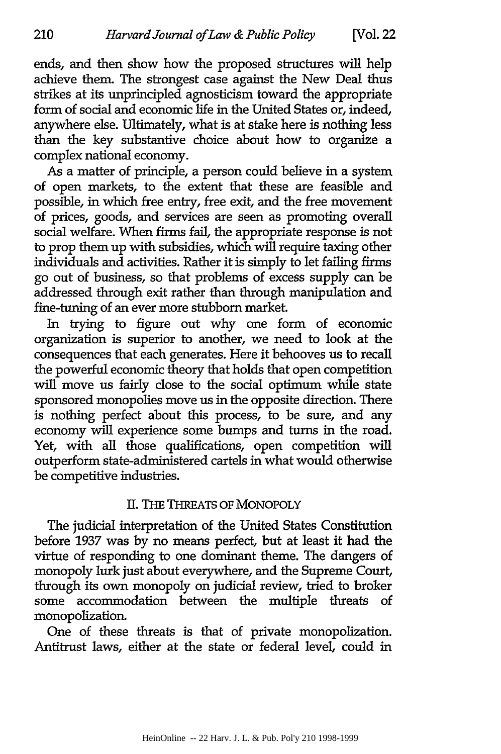ends, and then show how the proposed structures will help achieve them. The strongest case against the New Deal thus strikes at its unprincipled agnosticism toward the appropriate form of social and economic life in the United States or, indeed, anywhere else. Ultimately, what is at stake here is nothing less than the key substantive choice about how to organize a complex national economy.

As a matter of principle, a person could believe in a system of open markets, to the extent that these are feasible and possible, in which free entry, free exit, and the free movement of prices, goods, and services are seen as promoting overall social welfare. When firms fail, the appropriate response is not to prop them up with subsidies, which will require taxing other individuals and activities. Rather it is simply to let failing firms go out of business, so that problems of excess supply can be addressed through exit rather than through manipulation and fine-tuning of an ever more stubborn market.

In trying to figure out why one form of economic organization is superior to another, we need to look at the consequences that each generates. Here it behooves us to recall the powerful economic theory that holds that open competition will move us fairly close to the social optimum while state sponsored monopolies move us in the opposite direction. There is nothing perfect about this process, to be sure, and any economy will experience some bumps and turns in the road. Yet, with all those qualifications, open competition will outperform state-administered cartels in what would otherwise be competitive industries.

## II. THE THREATS OF MONOPOLY

The judicial interpretation of the United States Constitution before 1937 was by no means perfect, but at least it had the virtue of responding to one dominant theme. The dangers of monopoly lurk just about everywhere, and the Supreme Court, through its own monopoly on judicial review, tried to broker some accommodation between the multiple threats of monopolization.

One of these threats is that of private monopolization. Antitrust laws, either at the state or federal level, could in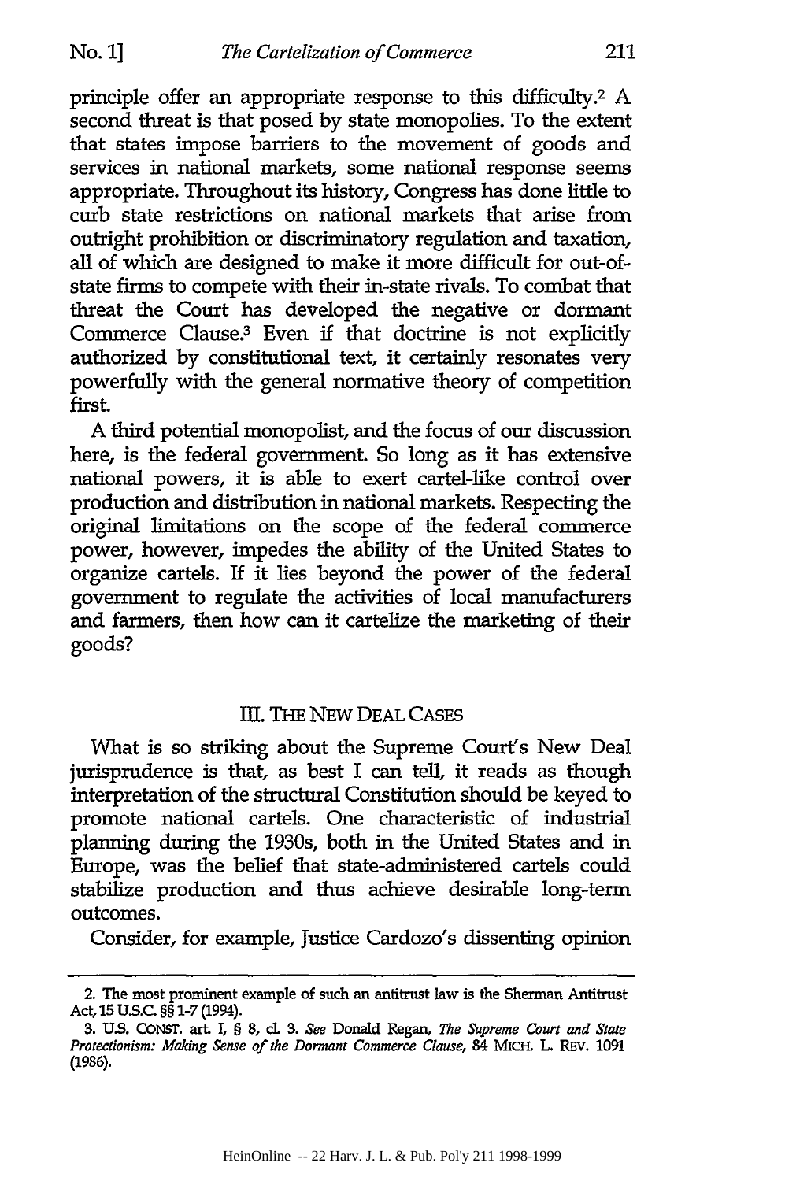principle offer an appropriate response to this difficulty.[2] A second threat is that posed by state monopolies. To the extent that states impose barriers to the movement of goods and services in national markets, some national response seems appropriate. Throughout its history, Congress has done little to curb state restrictions on national markets that arise from outright prohibition or discriminatory regulation and taxation, all of which are designed to make it more difficult for out-of-state firms to compete with their in-state rivals. To combat that threat the Court has developed the negative or dormant Commerce Clause.[3] Even if that doctrine is not explicitly authorized by constitutional text, it certainly resonates very powerfully with the general normative theory of competition first.

A third potential monopolist, and the focus of our discussion here, is the federal government. So long as it has extensive national powers, it is able to exert cartel-like control over production and distribution in national markets. Respecting the original limitations on the scope of the federal commerce power, however, impedes the ability of the United States to organize cartels. If it lies beyond the power of the federal government to regulate the activities of local manufacturers and farmers, then how can it cartelize the marketing of their goods?

## III. THE NEW DEAL CASES

What is so striking about the Supreme Court's New Deal jurisprudence is that, as best I can tell, it reads as though interpretation of the structural Constitution should be keyed to promote national cartels. One characteristic of industrial planning during the 1930s, both in the United States and in Europe, was the belief that state-administered cartels could stabilize production and thus achieve desirable long-term outcomes.

Consider, for example, Justice Cardozo's dissenting opinion

---

2. The most prominent example of such an antitrust law is the Sherman Antitrust Act, 15 U.S.C. §§ 1-7 (1994).

3. U.S. CONST. art. I, § 8, cl. 3. *See* Donald Regan, *The Supreme Court and State Protectionism: Making Sense of the Dormant Commerce Clause*, 84 MICH. L. REV. 1091 (1986).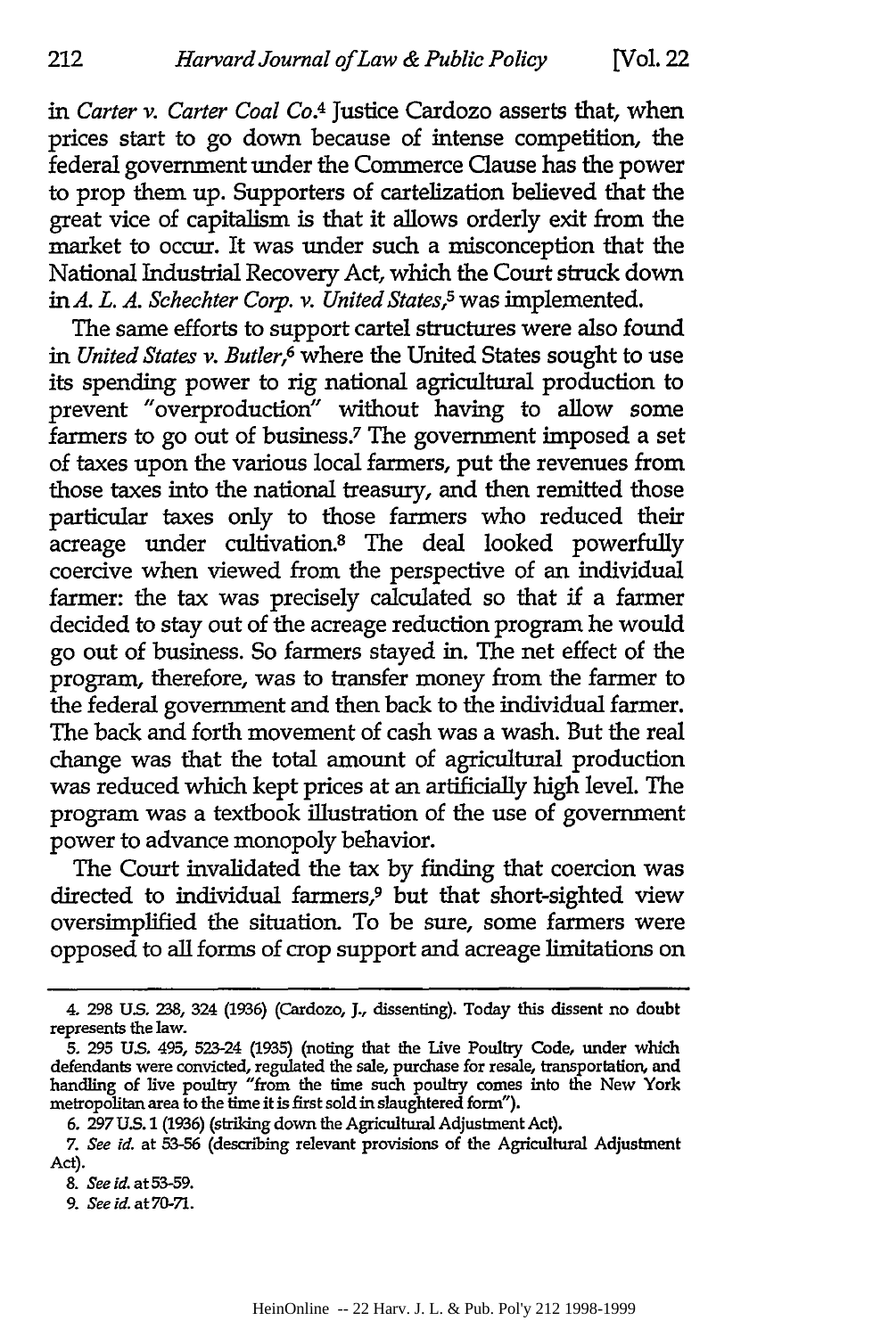in *Carter v. Carter Coal Co.*[4] Justice Cardozo asserts that, when prices start to go down because of intense competition, the federal government under the Commerce Clause has the power to prop them up. Supporters of cartelization believed that the great vice of capitalism is that it allows orderly exit from the market to occur. It was under such a misconception that the National Industrial Recovery Act, which the Court struck down in *A. L. A. Schechter Corp. v. United States*,[5] was implemented.

The same efforts to support cartel structures were also found in *United States v. Butler*,[6] where the United States sought to use its spending power to rig national agricultural production to prevent "overproduction" without having to allow some farmers to go out of business.[7] The government imposed a set of taxes upon the various local farmers, put the revenues from those taxes into the national treasury, and then remitted those particular taxes only to those farmers who reduced their acreage under cultivation.[8] The deal looked powerfully coercive when viewed from the perspective of an individual farmer: the tax was precisely calculated so that if a farmer decided to stay out of the acreage reduction program he would go out of business. So farmers stayed in. The net effect of the program, therefore, was to transfer money from the farmer to the federal government and then back to the individual farmer. The back and forth movement of cash was a wash. But the real change was that the total amount of agricultural production was reduced which kept prices at an artificially high level. The program was a textbook illustration of the use of government power to advance monopoly behavior.

The Court invalidated the tax by finding that coercion was directed to individual farmers,[9] but that short-sighted view oversimplified the situation. To be sure, some farmers were opposed to all forms of crop support and acreage limitations on

---

4. 298 U.S. 238, 324 (1936) (Cardozo, J., dissenting). Today this dissent no doubt represents the law.

5. 295 U.S. 495, 523-24 (1935) (noting that the Live Poultry Code, under which defendants were convicted, regulated the sale, purchase for resale, transportation, and handling of live poultry "from the time such poultry comes into the New York metropolitan area to the time it is first sold in slaughtered form").

6. 297 U.S. 1 (1936) (striking down the Agricultural Adjustment Act).

7. *See id.* at 53-56 (describing relevant provisions of the Agricultural Adjustment Act).

8. *See id.* at 53-59.

9. *See id.* at 70-71.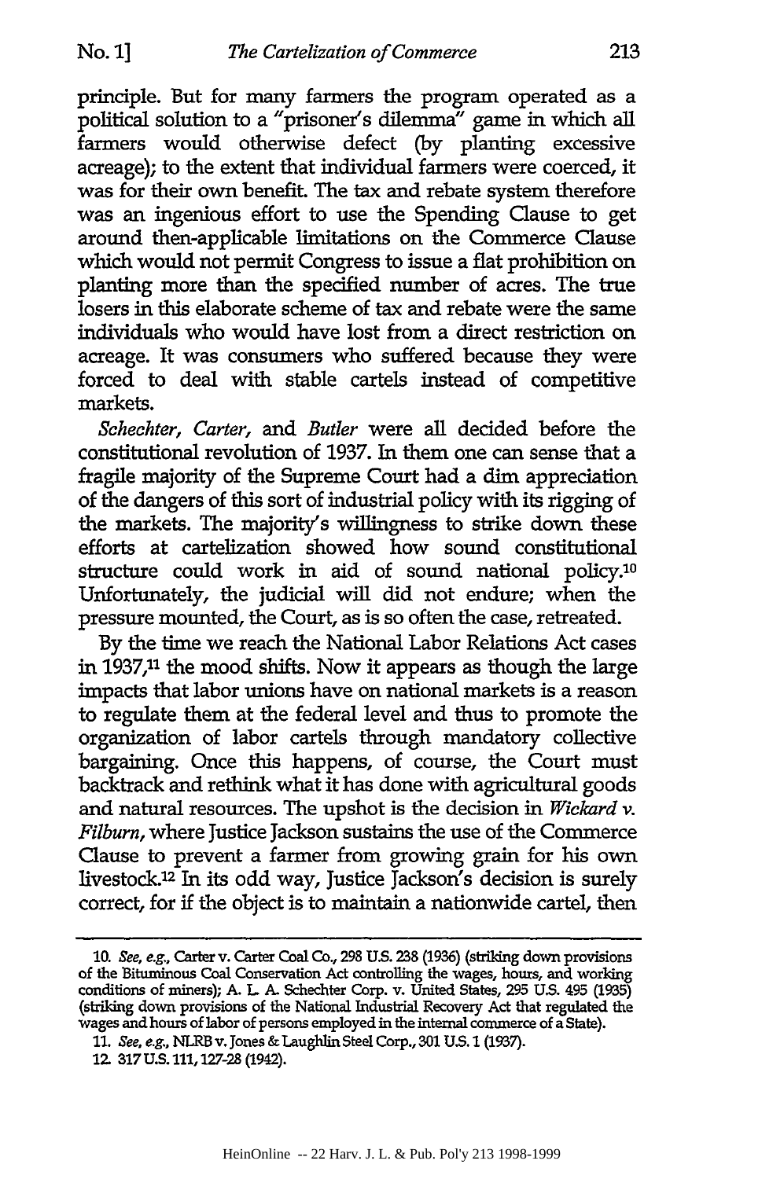principle. But for many farmers the program operated as a political solution to a "prisoner's dilemma" game in which all farmers would otherwise defect (by planting excessive acreage); to the extent that individual farmers were coerced, it was for their own benefit. The tax and rebate system therefore was an ingenious effort to use the Spending Clause to get around then-applicable limitations on the Commerce Clause which would not permit Congress to issue a flat prohibition on planting more than the specified number of acres. The true losers in this elaborate scheme of tax and rebate were the same individuals who would have lost from a direct restriction on acreage. It was consumers who suffered because they were forced to deal with stable cartels instead of competitive markets.

*Schechter*, *Carter*, and *Butler* were all decided before the constitutional revolution of 1937. In them one can sense that a fragile majority of the Supreme Court had a dim appreciation of the dangers of this sort of industrial policy with its rigging of the markets. The majority's willingness to strike down these efforts at cartelization showed how sound constitutional structure could work in aid of sound national policy.[10] Unfortunately, the judicial will did not endure; when the pressure mounted, the Court, as is so often the case, retreated.

By the time we reach the National Labor Relations Act cases in 1937,[11] the mood shifts. Now it appears as though the large impacts that labor unions have on national markets is a reason to regulate them at the federal level and thus to promote the organization of labor cartels through mandatory collective bargaining. Once this happens, of course, the Court must backtrack and rethink what it has done with agricultural goods and natural resources. The upshot is the decision in *Wickard v. Filburn*, where Justice Jackson sustains the use of the Commerce Clause to prevent a farmer from growing grain for his own livestock.[12] In its odd way, Justice Jackson's decision is surely correct, for if the object is to maintain a nationwide cartel, then

---

10. *See, e.g.*, Carter v. Carter Coal Co., 298 U.S. 238 (1936) (striking down provisions of the Bituminous Coal Conservation Act controlling the wages, hours, and working conditions of miners); A. L. A. Schechter Corp. v. United States, 295 U.S. 495 (1935) (striking down provisions of the National Industrial Recovery Act that regulated the wages and hours of labor of persons employed in the internal commerce of a State).

11. *See, e.g.*, NLRB v. Jones & Laughlin Steel Corp., 301 U.S. 1 (1937).

12. 317 U.S. 111, 127-28 (1942).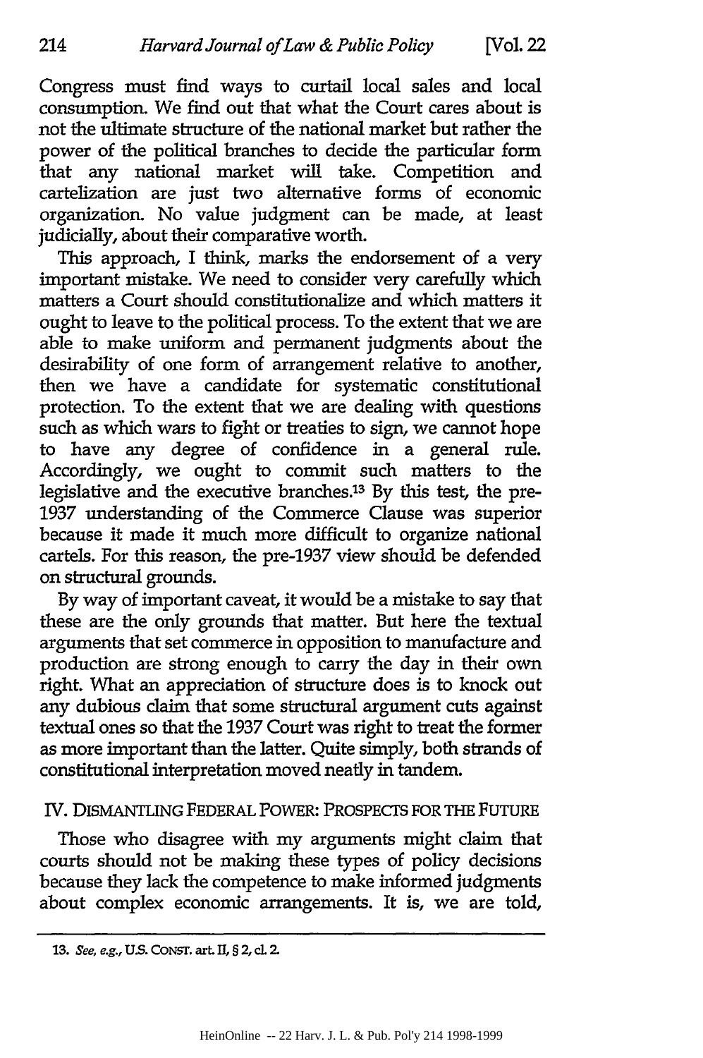Congress must find ways to curtail local sales and local consumption. We find out that what the Court cares about is not the ultimate structure of the national market but rather the power of the political branches to decide the particular form that any national market will take. Competition and cartelization are just two alternative forms of economic organization. No value judgment can be made, at least judicially, about their comparative worth.

This approach, I think, marks the endorsement of a very important mistake. We need to consider very carefully which matters a Court should constitutionalize and which matters it ought to leave to the political process. To the extent that we are able to make uniform and permanent judgments about the desirability of one form of arrangement relative to another, then we have a candidate for systematic constitutional protection. To the extent that we are dealing with questions such as which wars to fight or treaties to sign, we cannot hope to have any degree of confidence in a general rule. Accordingly, we ought to commit such matters to the legislative and the executive branches.[13] By this test, the pre-1937 understanding of the Commerce Clause was superior because it made it much more difficult to organize national cartels. For this reason, the pre-1937 view should be defended on structural grounds.

By way of important caveat, it would be a mistake to say that these are the only grounds that matter. But here the textual arguments that set commerce in opposition to manufacture and production are strong enough to carry the day in their own right. What an appreciation of structure does is to knock out any dubious claim that some structural argument cuts against textual ones so that the 1937 Court was right to treat the former as more important than the latter. Quite simply, both strands of constitutional interpretation moved neatly in tandem.

## IV. DISMANTLING FEDERAL POWER: PROSPECTS FOR THE FUTURE

Those who disagree with my arguments might claim that courts should not be making these types of policy decisions because they lack the competence to make informed judgments about complex economic arrangements. It is, we are told,

---

13. *See, e.g.*, U.S. CONST. art. II, § 2, cl. 2.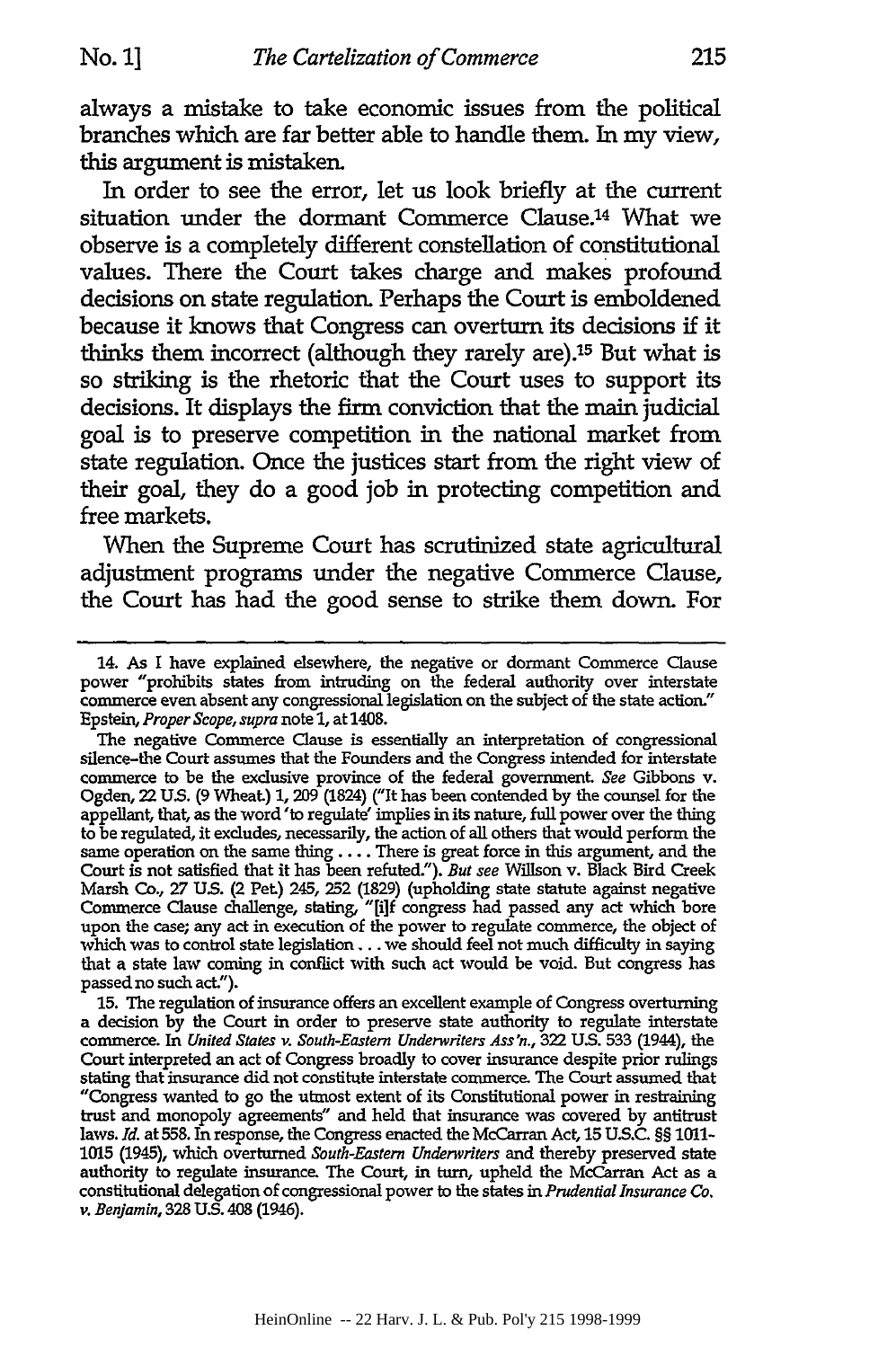always a mistake to take economic issues from the political branches which are far better able to handle them. In my view, this argument is mistaken.

In order to see the error, let us look briefly at the current situation under the dormant Commerce Clause.[14] What we observe is a completely different constellation of constitutional values. There the Court takes charge and makes profound decisions on state regulation. Perhaps the Court is emboldened because it knows that Congress can overturn its decisions if it thinks them incorrect (although they rarely are).[15] But what is so striking is the rhetoric that the Court uses to support its decisions. It displays the firm conviction that the main judicial goal is to preserve competition in the national market from state regulation. Once the justices start from the right view of their goal, they do a good job in protecting competition and free markets.

When the Supreme Court has scrutinized state agricultural adjustment programs under the negative Commerce Clause, the Court has had the good sense to strike them down. For

---

14. As I have explained elsewhere, the negative or dormant Commerce Clause power "prohibits states from intruding on the federal authority over interstate commerce even absent any congressional legislation on the subject of the state action." Epstein, *Proper Scope*, *supra* note 1, at 1408.

The negative Commerce Clause is essentially an interpretation of congressional silence–the Court assumes that the Founders and the Congress intended for interstate commerce to be the exclusive province of the federal government. *See* Gibbons v. Ogden, 22 U.S. (9 Wheat.) 1, 209 (1824) ("It has been contended by the counsel for the appellant, that, as the word 'to regulate' implies in its nature, full power over the thing to be regulated, it excludes, necessarily, the action of all others that would perform the same operation on the same thing . . . . There is great force in this argument, and the Court is not satisfied that it has been refuted."). *But see* Willson v. Black Bird Creek Marsh Co., 27 U.S. (2 Pet.) 245, 252 (1829) (upholding state statute against negative Commerce Clause challenge, stating, "[i]f congress had passed any act which bore upon the case; any act in execution of the power to regulate commerce, the object of which was to control state legislation . . . we should feel not much difficulty in saying that a state law coming in conflict with such act would be void. But congress has passed no such act.").

15. The regulation of insurance offers an excellent example of Congress overturning a decision by the Court in order to preserve state authority to regulate interstate commerce. In *United States v. South-Eastern Underwriters Ass'n.*, 322 U.S. 533 (1944), the Court interpreted an act of Congress broadly to cover insurance despite prior rulings stating that insurance did not constitute interstate commerce. The Court assumed that "Congress wanted to go the utmost extent of its Constitutional power in restraining trust and monopoly agreements" and held that insurance was covered by antitrust laws. *Id.* at 558. In response, the Congress enacted the McCarran Act, 15 U.S.C. §§ 1011-1015 (1945), which overturned *South-Eastern Underwriters* and thereby preserved state authority to regulate insurance. The Court, in turn, upheld the McCarran Act as a constitutional delegation of congressional power to the states in *Prudential Insurance Co. v. Benjamin*, 328 U.S. 408 (1946).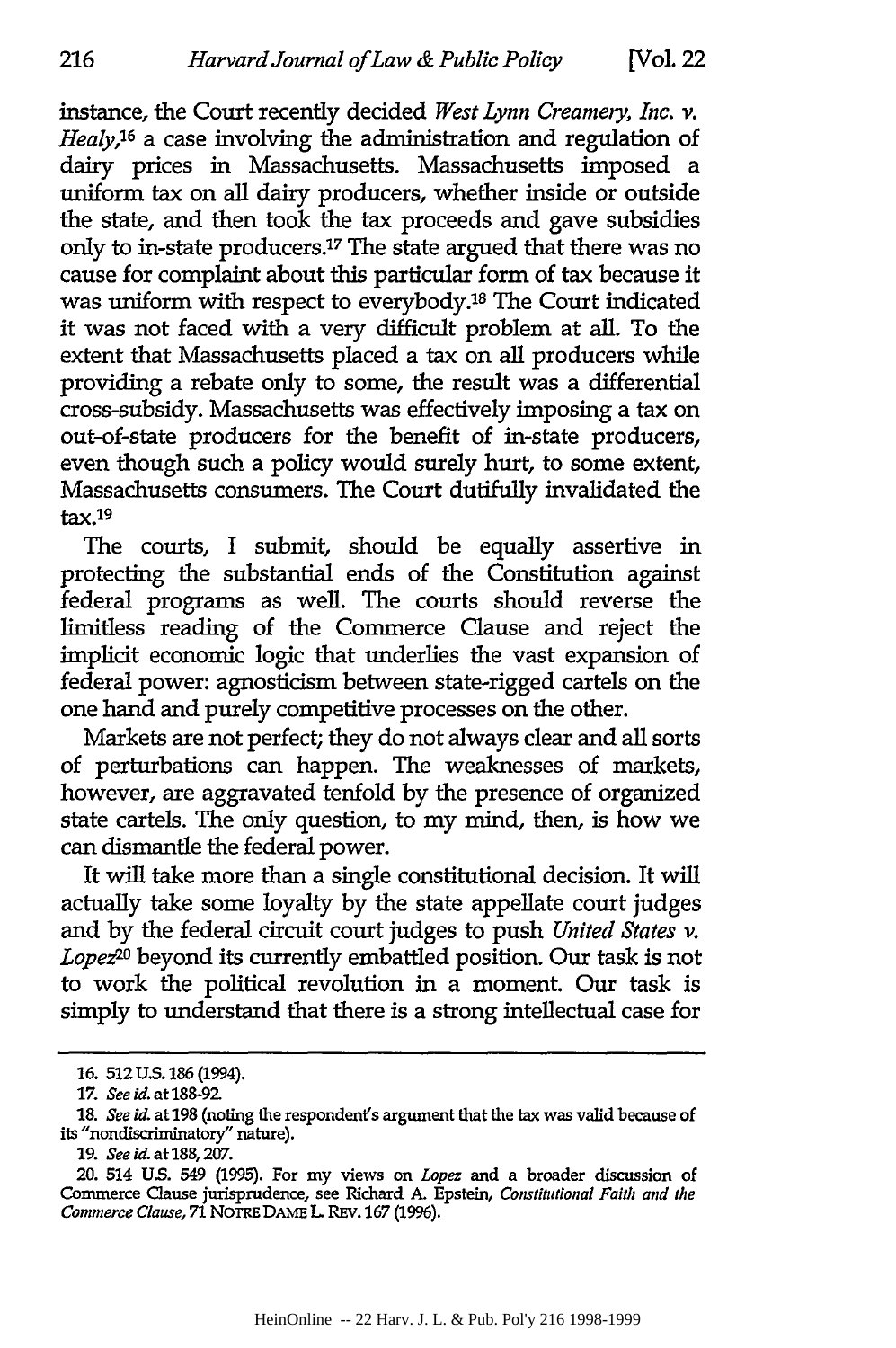instance, the Court recently decided *West Lynn Creamery, Inc. v. Healy*,[16] a case involving the administration and regulation of dairy prices in Massachusetts. Massachusetts imposed a uniform tax on all dairy producers, whether inside or outside the state, and then took the tax proceeds and gave subsidies only to in-state producers.[17] The state argued that there was no cause for complaint about this particular form of tax because it was uniform with respect to everybody.[18] The Court indicated it was not faced with a very difficult problem at all. To the extent that Massachusetts placed a tax on all producers while providing a rebate only to some, the result was a differential cross-subsidy. Massachusetts was effectively imposing a tax on out-of-state producers for the benefit of in-state producers, even though such a policy would surely hurt, to some extent, Massachusetts consumers. The Court dutifully invalidated the tax.[19]

The courts, I submit, should be equally assertive in protecting the substantial ends of the Constitution against federal programs as well. The courts should reverse the limitless reading of the Commerce Clause and reject the implicit economic logic that underlies the vast expansion of federal power: agnosticism between state-rigged cartels on the one hand and purely competitive processes on the other.

Markets are not perfect; they do not always clear and all sorts of perturbations can happen. The weaknesses of markets, however, are aggravated tenfold by the presence of organized state cartels. The only question, to my mind, then, is how we can dismantle the federal power.

It will take more than a single constitutional decision. It will actually take some loyalty by the state appellate court judges and by the federal circuit court judges to push *United States v. Lopez*[20] beyond its currently embattled position. Our task is not to work the political revolution in a moment. Our task is simply to understand that there is a strong intellectual case for

---

16. 512 U.S. 186 (1994).

17. *See id.* at 188-92.

18. *See id.* at 198 (noting the respondent's argument that the tax was valid because of its "nondiscriminatory" nature).

19. *See id.* at 188, 207.

20. 514 U.S. 549 (1995). For my views on *Lopez* and a broader discussion of Commerce Clause jurisprudence, see Richard A. Epstein, *Constitutional Faith and the Commerce Clause*, 71 NOTRE DAME L. REV. 167 (1996).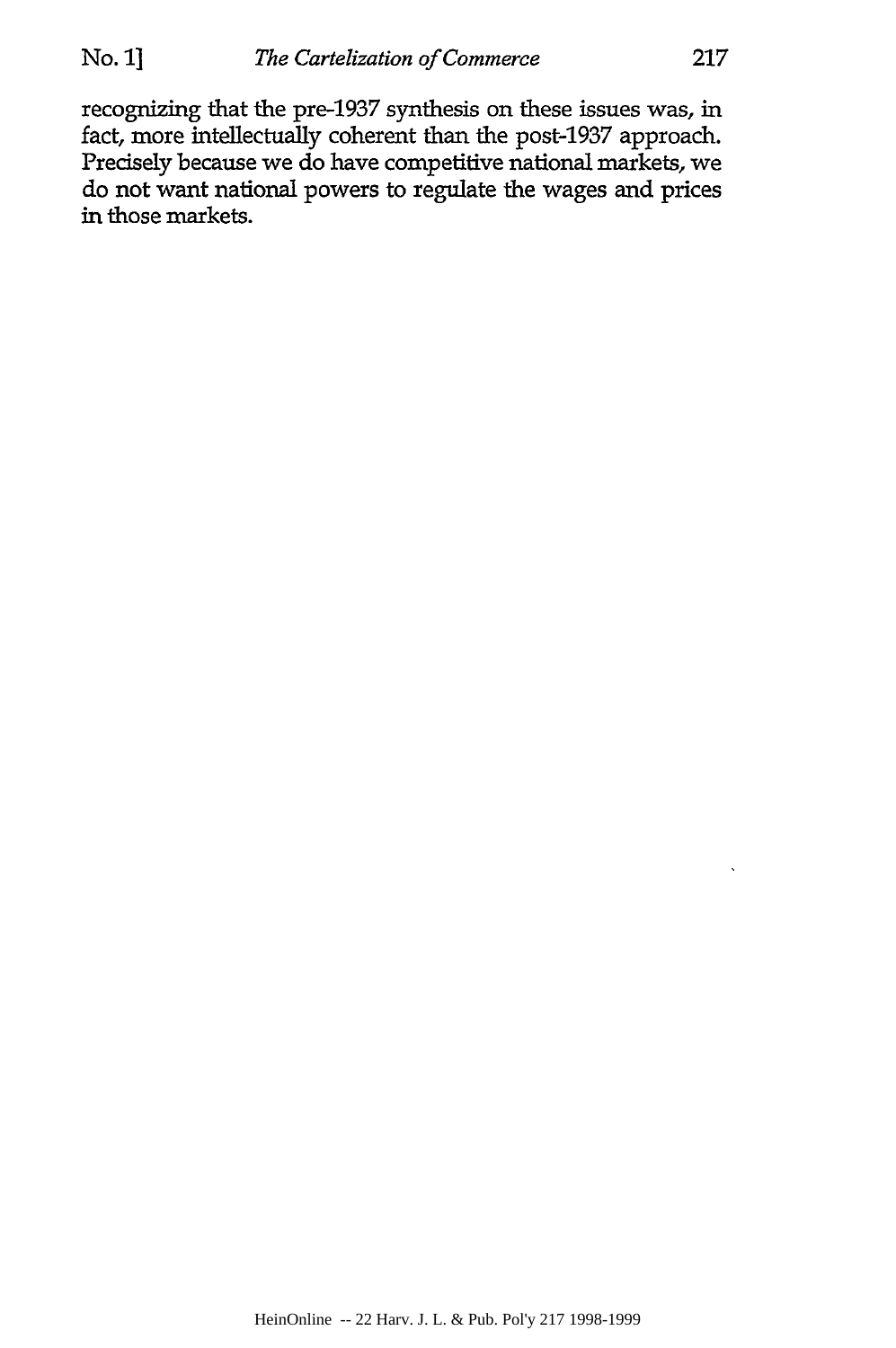recognizing that the pre-1937 synthesis on these issues was, in fact, more intellectually coherent than the post-1937 approach. Precisely because we do have competitive national markets, we do not want national powers to regulate the wages and prices in those markets.